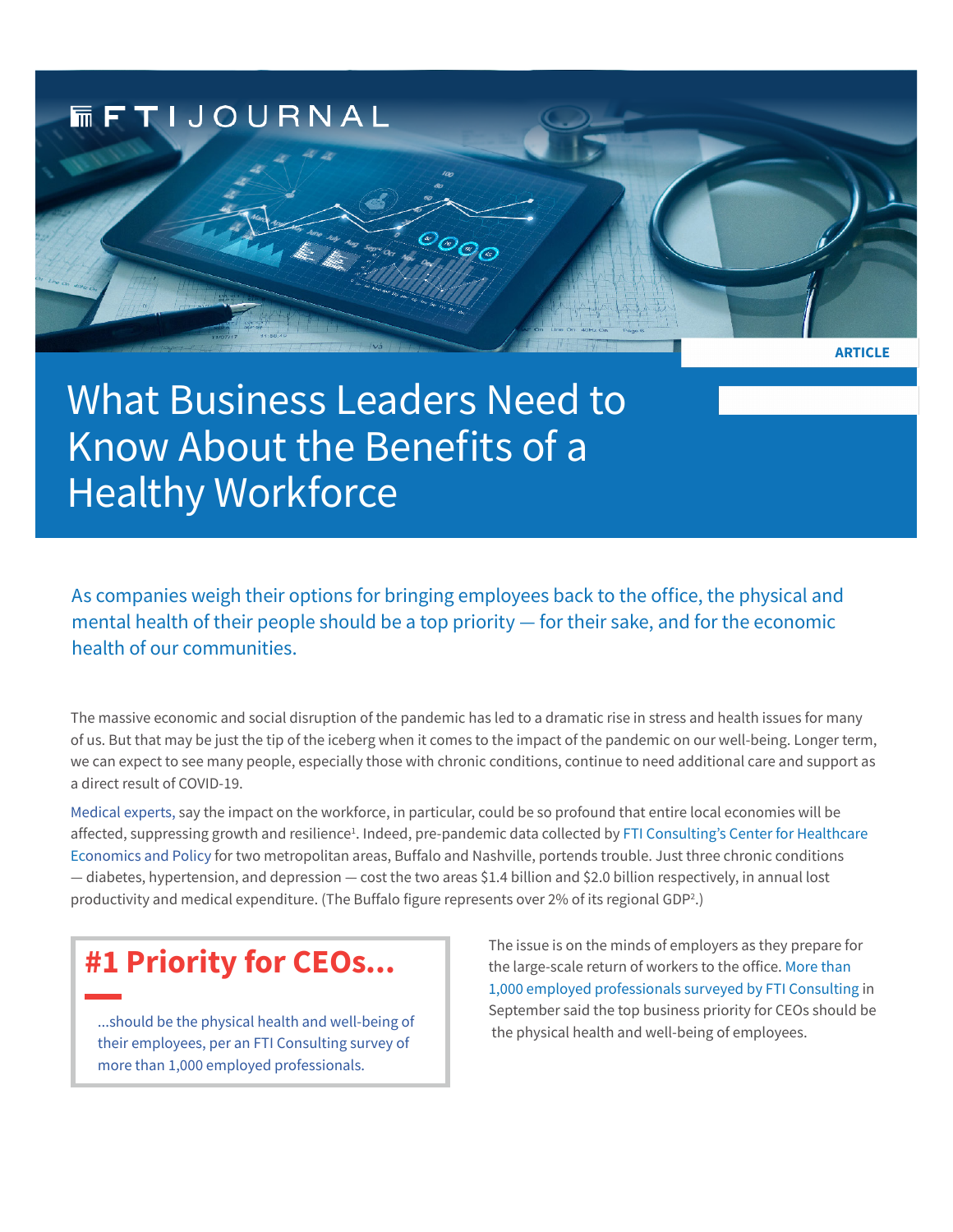FTI JOURNAL

ARTICLE

# What Business Leaders Need to Know About the Benefits of a Healthy Workforce

As companies weigh their options for bringing employees back to the office, the physical and mental health of their people should be a top priority — for their sake, and for the economic health of our communities.

The massive economic and social disruption of the pandemic has led to a dramatic rise in stress and health issues for many of us. But that may be just the tip of the iceberg when it comes to the impact of the pandemic on our well-being. Longer term, we can expect to see many people, especially those with chronic conditions, continue to need additional care and support as a direct result of COVID-19.

Medical experts, say the impact on the workforce, in particular, could be so profound that entire local economies will be affected, suppressing growth and resilience[1]. Indeed, pre-pandemic data collected by FTI Consulting's Center for Healthcare Economics and Policy for two metropolitan areas, Buffalo and Nashville, portends trouble. Just three chronic conditions — diabetes, hypertension, and depression — cost the two areas $1.4 billion and $2.0 billion respectively, in annual lost productivity and medical expenditure. (The Buffalo figure represents over 2% of its regional GDP[2].)

> **#1 Priority for CEOs...**
>
> ...should be the physical health and well-being of their employees, per an FTI Consulting survey of more than 1,000 employed professionals.

The issue is on the minds of employers as they prepare for the large-scale return of workers to the office. More than 1,000 employed professionals surveyed by FTI Consulting in September said the top business priority for CEOs should be the physical health and well-being of employees.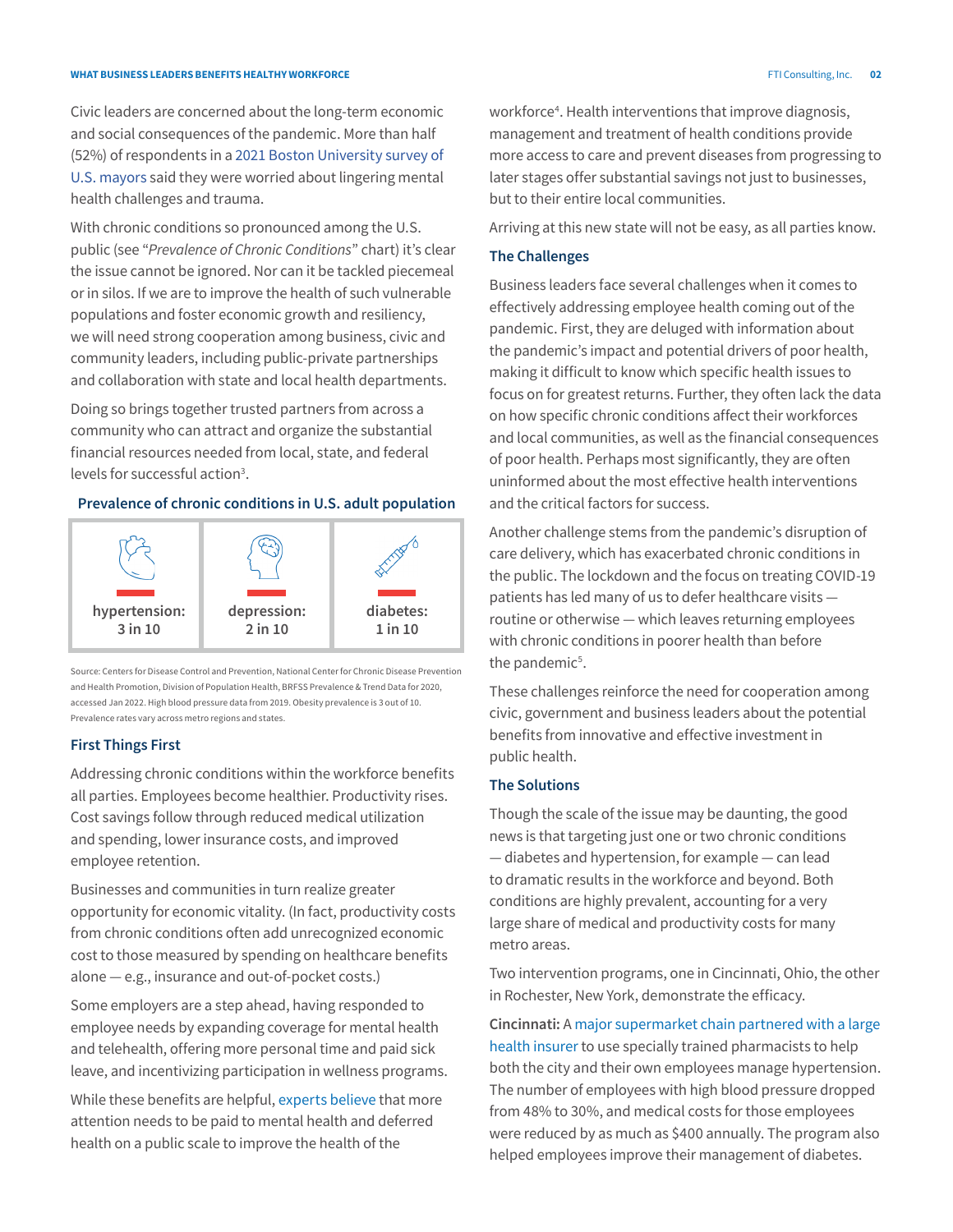Civic leaders are concerned about the long-term economic and social consequences of the pandemic. More than half (52%) of respondents in a 2021 Boston University survey of U.S. mayors said they were worried about lingering mental health challenges and trauma.

With chronic conditions so pronounced among the U.S. public (see "*Prevalence of Chronic Conditions*" chart) it's clear the issue cannot be ignored. Nor can it be tackled piecemeal or in silos. If we are to improve the health of such vulnerable populations and foster economic growth and resiliency, we will need strong cooperation among business, civic and community leaders, including public-private partnerships and collaboration with state and local health departments.

Doing so brings together trusted partners from across a community who can attract and organize the substantial financial resources needed from local, state, and federal levels for successful action[3].

### Prevalence of chronic conditions in U.S. adult population

| hypertension: | depression: | diabetes: |
|---|---|---|
| 3 in 10 | 2 in 10 | 1 in 10 |

Source: Centers for Disease Control and Prevention, National Center for Chronic Disease Prevention and Health Promotion, Division of Population Health, BRFSS Prevalence & Trend Data for 2020, accessed Jan 2022. High blood pressure data from 2019. Obesity prevalence is 3 out of 10. Prevalence rates vary across metro regions and states.

### First Things First

Addressing chronic conditions within the workforce benefits all parties. Employees become healthier. Productivity rises. Cost savings follow through reduced medical utilization and spending, lower insurance costs, and improved employee retention.

Businesses and communities in turn realize greater opportunity for economic vitality. (In fact, productivity costs from chronic conditions often add unrecognized economic cost to those measured by spending on healthcare benefits alone — e.g., insurance and out-of-pocket costs.)

Some employers are a step ahead, having responded to employee needs by expanding coverage for mental health and telehealth, offering more personal time and paid sick leave, and incentivizing participation in wellness programs.

While these benefits are helpful, experts believe that more attention needs to be paid to mental health and deferred health on a public scale to improve the health of the workforce[4]. Health interventions that improve diagnosis, management and treatment of health conditions provide more access to care and prevent diseases from progressing to later stages offer substantial savings not just to businesses, but to their entire local communities.

Arriving at this new state will not be easy, as all parties know.

### The Challenges

Business leaders face several challenges when it comes to effectively addressing employee health coming out of the pandemic. First, they are deluged with information about the pandemic's impact and potential drivers of poor health, making it difficult to know which specific health issues to focus on for greatest returns. Further, they often lack the data on how specific chronic conditions affect their workforces and local communities, as well as the financial consequences of poor health. Perhaps most significantly, they are often uninformed about the most effective health interventions and the critical factors for success.

Another challenge stems from the pandemic's disruption of care delivery, which has exacerbated chronic conditions in the public. The lockdown and the focus on treating COVID-19 patients has led many of us to defer healthcare visits — routine or otherwise — which leaves returning employees with chronic conditions in poorer health than before the pandemic[5].

These challenges reinforce the need for cooperation among civic, government and business leaders about the potential benefits from innovative and effective investment in public health.

### The Solutions

Though the scale of the issue may be daunting, the good news is that targeting just one or two chronic conditions — diabetes and hypertension, for example — can lead to dramatic results in the workforce and beyond. Both conditions are highly prevalent, accounting for a very large share of medical and productivity costs for many metro areas.

Two intervention programs, one in Cincinnati, Ohio, the other in Rochester, New York, demonstrate the efficacy.

**Cincinnati:** A major supermarket chain partnered with a large health insurer to use specially trained pharmacists to help both the city and their own employees manage hypertension. The number of employees with high blood pressure dropped from 48% to 30%, and medical costs for those employees were reduced by as much as $400 annually. The program also helped employees improve their management of diabetes.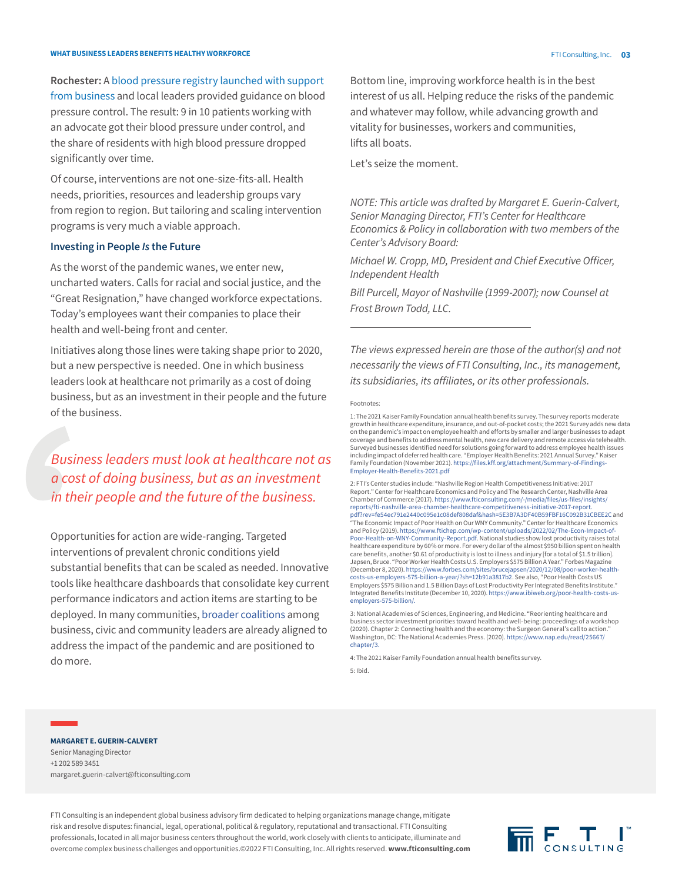**Rochester:** A blood pressure registry launched with support from business and local leaders provided guidance on blood pressure control. The result: 9 in 10 patients working with an advocate got their blood pressure under control, and the share of residents with high blood pressure dropped significantly over time.

Of course, interventions are not one-size-fits-all. Health needs, priorities, resources and leadership groups vary from region to region. But tailoring and scaling intervention programs is very much a viable approach.

### Investing in People *Is* the Future

As the worst of the pandemic wanes, we enter new, uncharted waters. Calls for racial and social justice, and the "Great Resignation," have changed workforce expectations. Today's employees want their companies to place their health and well-being front and center.

Initiatives along those lines were taking shape prior to 2020, but a new perspective is needed. One in which business leaders look at healthcare not primarily as a cost of doing business, but as an investment in their people and the future of the business.

> *Business leaders must look at healthcare not as a cost of doing business, but as an investment in their people and the future of the business.*

Opportunities for action are wide-ranging. Targeted interventions of prevalent chronic conditions yield substantial benefits that can be scaled as needed. Innovative tools like healthcare dashboards that consolidate key current performance indicators and action items are starting to be deployed. In many communities, broader coalitions among business, civic and community leaders are already aligned to address the impact of the pandemic and are positioned to do more.

Bottom line, improving workforce health is in the best interest of us all. Helping reduce the risks of the pandemic and whatever may follow, while advancing growth and vitality for businesses, workers and communities, lifts all boats.

Let's seize the moment.

*NOTE: This article was drafted by Margaret E. Guerin-Calvert, Senior Managing Director, FTI's Center for Healthcare Economics & Policy in collaboration with two members of the Center's Advisory Board:*

*Michael W. Cropp, MD, President and Chief Executive Officer, Independent Health*

*Bill Purcell, Mayor of Nashville (1999-2007); now Counsel at Frost Brown Todd, LLC.*

---

*The views expressed herein are those of the author(s) and not necessarily the views of FTI Consulting, Inc., its management, its subsidiaries, its affiliates, or its other professionals.*

Footnotes:

1: The 2021 Kaiser Family Foundation annual health benefits survey. The survey reports moderate growth in healthcare expenditure, insurance, and out-of-pocket costs; the 2021 Survey adds new data on the pandemic's impact on employee health and efforts by smaller and larger businesses to adapt coverage and benefits to address mental health, new care delivery and remote access via telehealth. Surveyed businesses identified need for solutions going forward to address employee health issues including impact of deferred health care. "Employer Health Benefits: 2021 Annual Survey." Kaiser Family Foundation (November 2021). https://files.kff.org/attachment/Summary-of-Findings-Employer-Health-Benefits-2021.pdf

2: FTI's Center studies include: "Nashville Region Health Competitiveness Initiative: 2017 Report." Center for Healthcare Economics and Policy and The Research Center, Nashville Area Chamber of Commerce (2017). https://www.fticonsulting.com/-/media/files/us-files/insights/reports/fti-nashville-area-chamber-healthcare-competitiveness-initiative-2017-report.pdf?rev=fe54ec791e2440c095e1c08def808daf&hash=5E3B7A3DF40B59FBF16C092B31CBEE2C and "The Economic Impact of Poor Health on Our WNY Community." Center for Healthcare Economics and Policy (2019). https://www.ftichep.com/wp-content/uploads/2022/02/The-Econ-Impact-of-Poor-Health-on-WNY-Community-Report.pdf. National studies show lost productivity raises total healthcare expenditure by 60% or more. For every dollar of the almost $950 billion spent on health care benefits, another $0.61 of productivity is lost to illness and injury [for a total of $1.5 trillion]. Japsen, Bruce. "Poor Worker Health Costs U.S. Employers $575 Billion A Year." Forbes Magazine (December 8, 2020). https://www.forbes.com/sites/brucejapsen/2020/12/08/poor-worker-health-costs-us-employers-575-billion-a-year/?sh=12b91a3817b2. See also, "Poor Health Costs US Employers $575 Billion and 1.5 Billion Days of Lost Productivity Per Integrated Benefits Institute." Integrated Benefits Institute (December 10, 2020). https://www.ibiweb.org/poor-health-costs-us-employers-575-billion/.

3: National Academies of Sciences, Engineering, and Medicine. "Reorienting healthcare and business sector investment priorities toward health and well-being: proceedings of a workshop (2020). Chapter 2: Connecting health and the economy: the Surgeon General's call to action." Washington, DC: The National Academies Press. (2020). https://www.nap.edu/read/25667/chapter/3.

4: The 2021 Kaiser Family Foundation annual health benefits survey.

5: Ibid.

**MARGARET E. GUERIN-CALVERT**
Senior Managing Director
+1 202 589 3451
margaret.guerin-calvert@fticonsulting.com

FTI Consulting is an independent global business advisory firm dedicated to helping organizations manage change, mitigate risk and resolve disputes: financial, legal, operational, political & regulatory, reputational and transactional. FTI Consulting professionals, located in all major business centers throughout the world, work closely with clients to anticipate, illuminate and overcome complex business challenges and opportunities.©2022 FTI Consulting, Inc. All rights reserved. **www.fticonsulting.com**